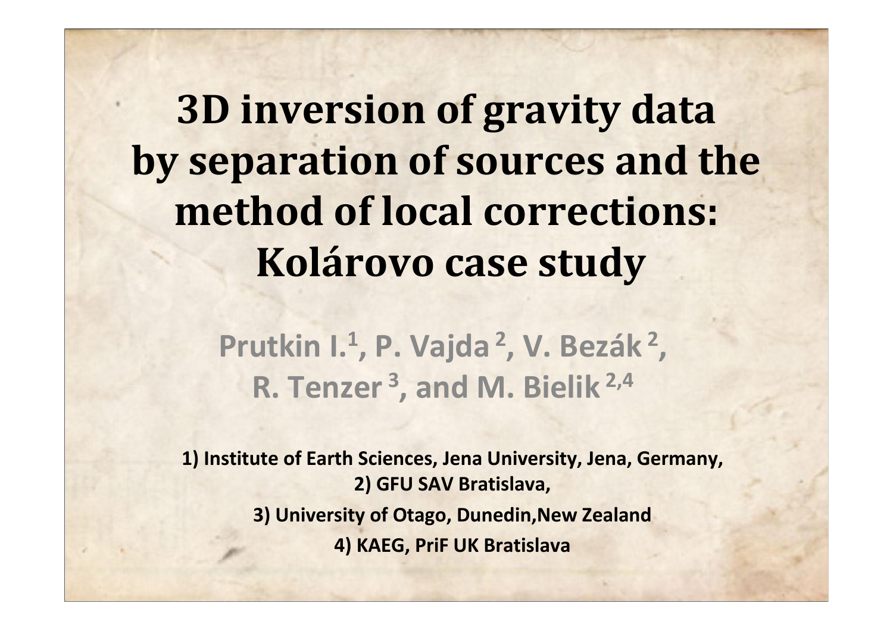# 3D inversion of gravity data by separation of sources and the method of local corrections: Kolárovo case study

**Prutkin I.[1], P. Vajda[2], V. Bezák[2], R. Tenzer[3], and M. Bielik[2,4]**

1) Institute of Earth Sciences, Jena University, Jena, Germany,
2) GFU SAV Bratislava,
3) University of Otago, Dunedin, New Zealand
4) KAEG, PriF UK Bratislava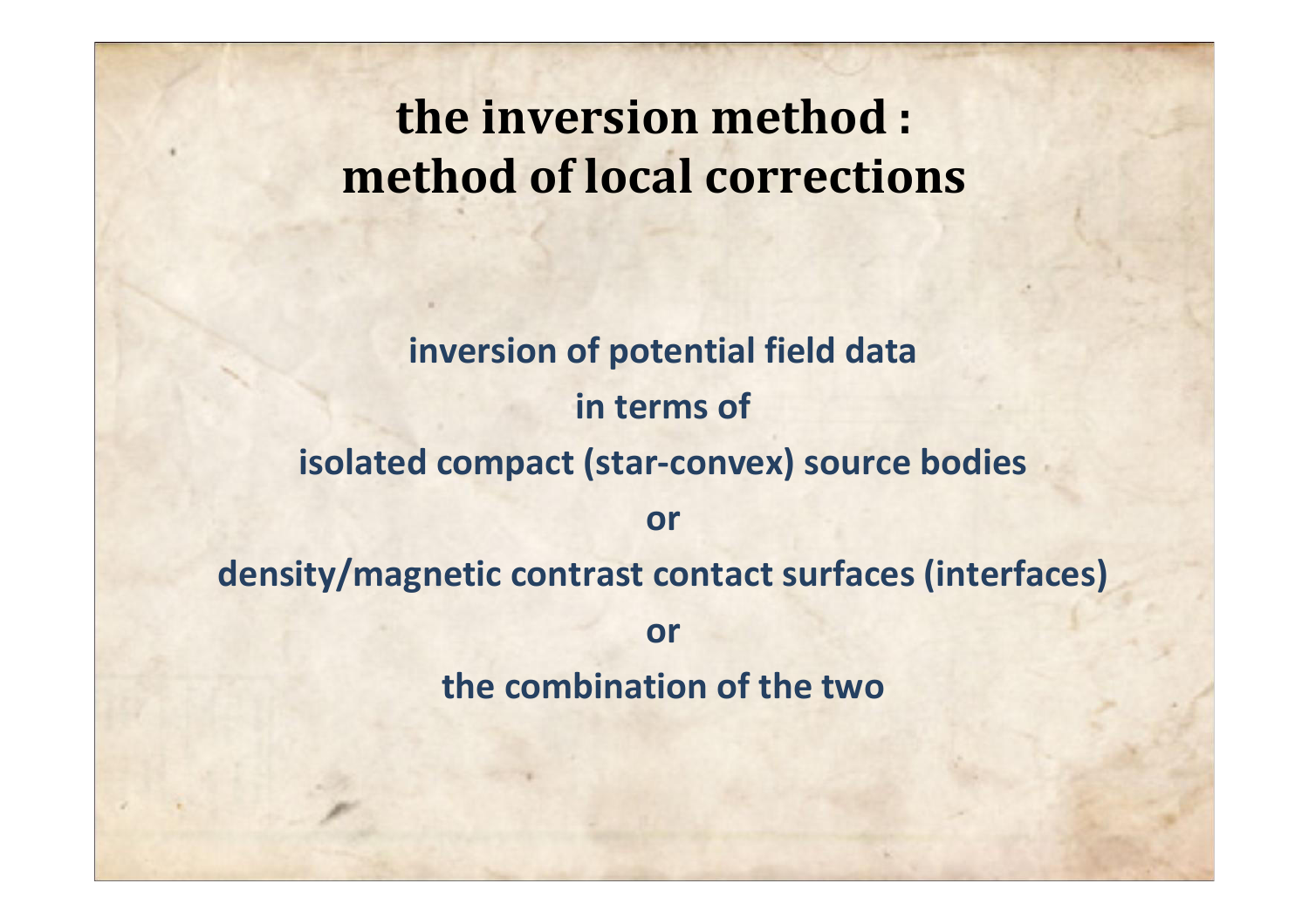# the inversion method : method of local corrections

**inversion of potential field data**

**in terms of**

**isolated compact (star-convex) source bodies**

**or**

**density/magnetic contrast contact surfaces (interfaces)**

**or**

**the combination of the two**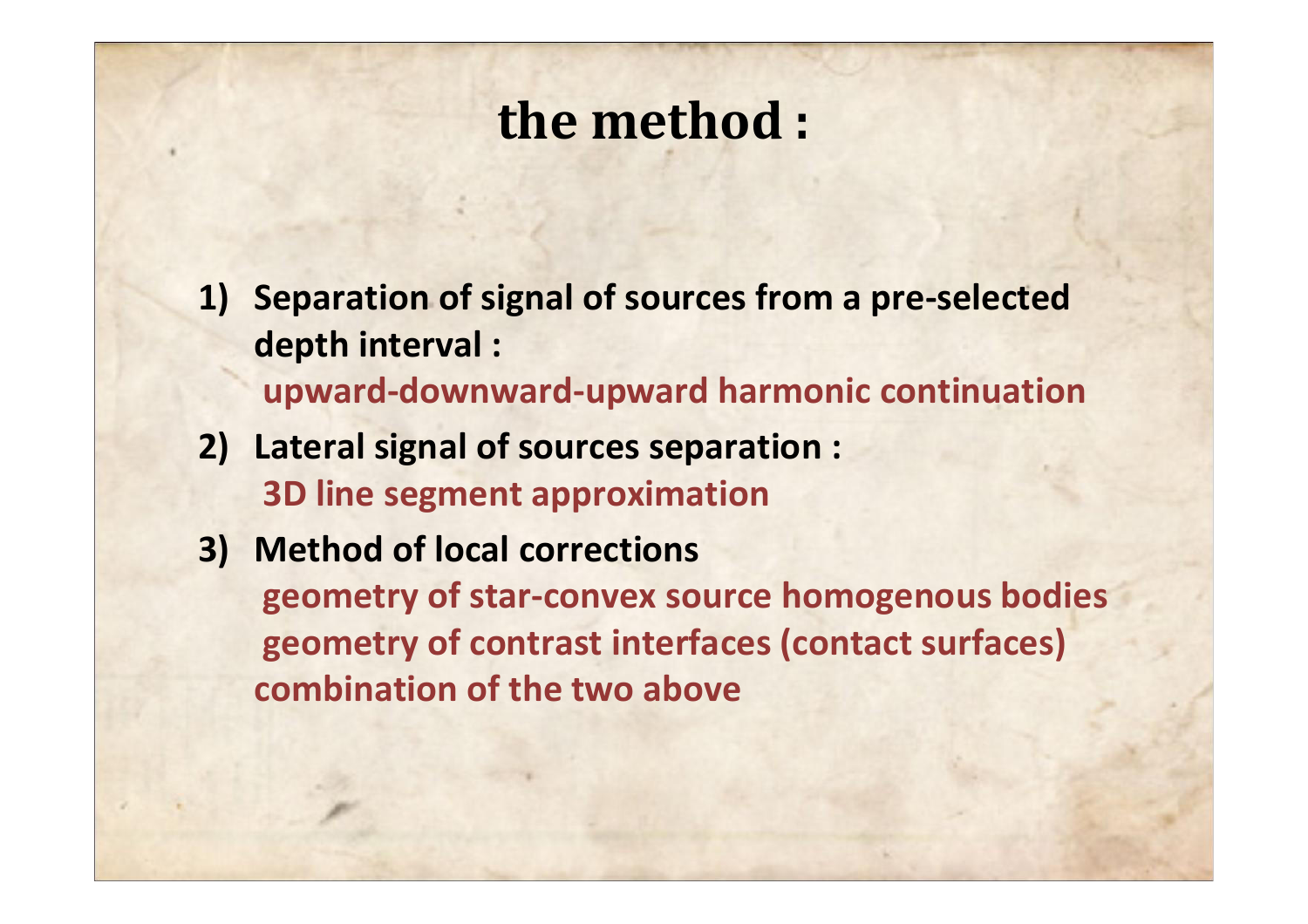# the method :

1) **Separation of signal of sources from a pre-selected depth interval :**
   **upward-downward-upward harmonic continuation**
2) **Lateral signal of sources separation :**
   **3D line segment approximation**
3) **Method of local corrections**
   **geometry of star-convex source homogenous bodies**
   **geometry of contrast interfaces (contact surfaces)**
   **combination of the two above**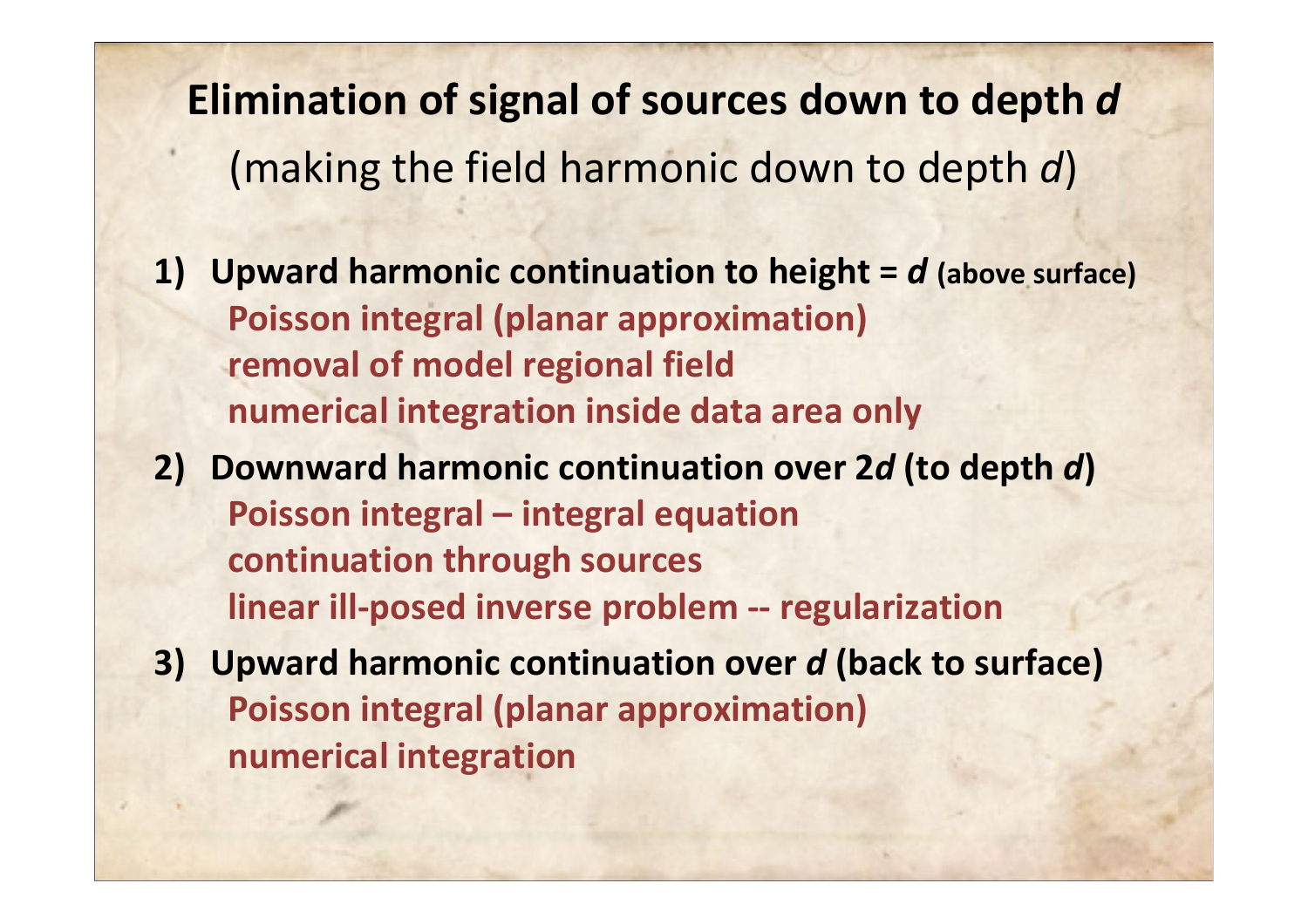## Elimination of signal of sources down to depth *d*

(making the field harmonic down to depth *d*)

1) **Upward harmonic continuation to height = *d* (above surface)**
   **Poisson integral (planar approximation)**
   **removal of model regional field**
   **numerical integration inside data area only**
2) **Downward harmonic continuation over 2*d* (to depth *d*)**
   **Poisson integral – integral equation**
   **continuation through sources**
   **linear ill-posed inverse problem -- regularization**
3) **Upward harmonic continuation over *d* (back to surface)**
   **Poisson integral (planar approximation)**
   **numerical integration**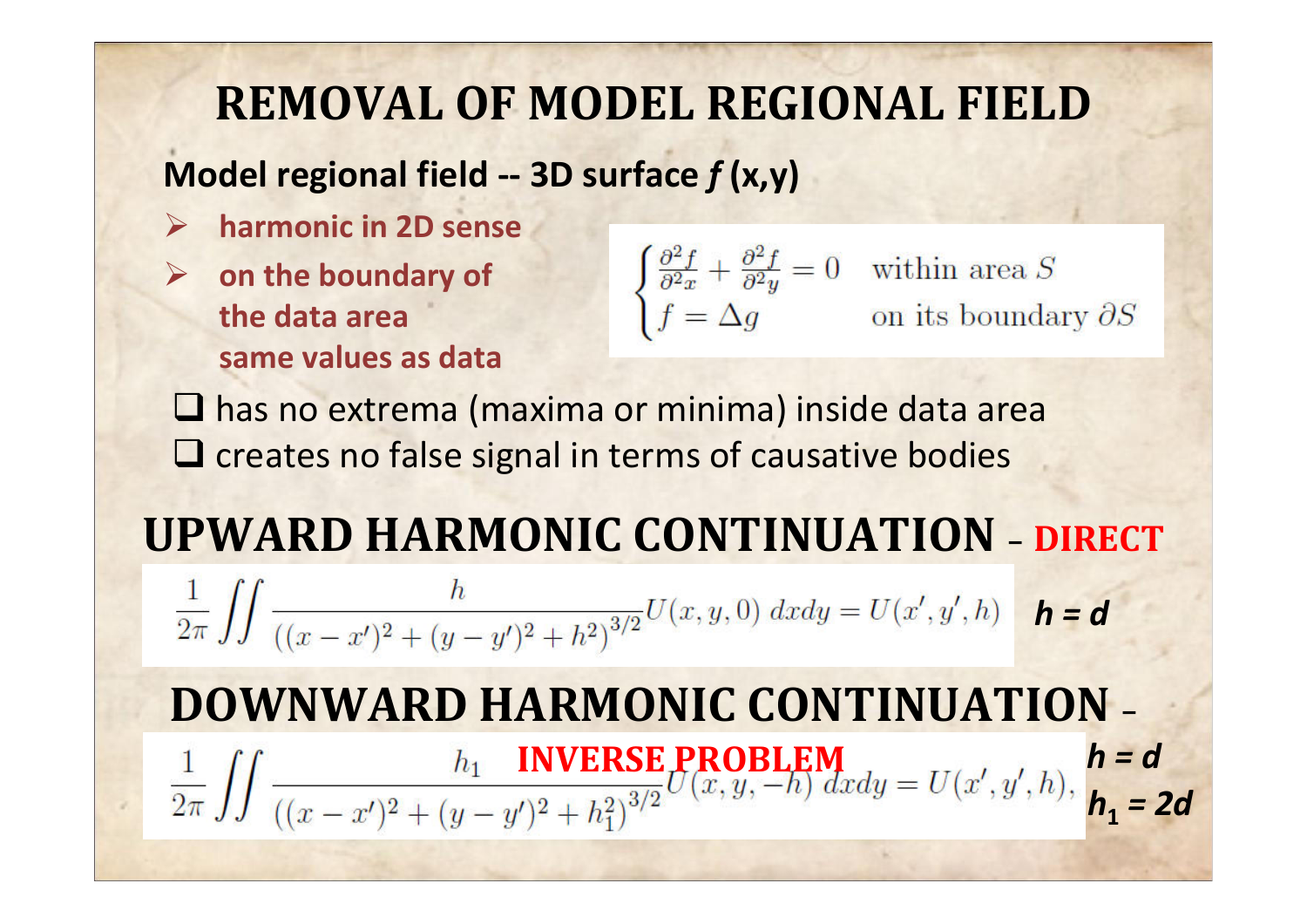# REMOVAL OF MODEL REGIONAL FIELD

**Model regional field -- 3D surface *f* (x,y)**

- **harmonic in 2D sense**
- **on the boundary of the data area same values as data**

$$\begin{cases} \frac{\partial^2 f}{\partial^2 x} + \frac{\partial^2 f}{\partial^2 y} = 0 & \text{within area } S \\ f = \Delta g & \text{on its boundary } \partial S \end{cases}$$

- has no extrema (maxima or minima) inside data area
- creates no false signal in terms of causative bodies

# UPWARD HARMONIC CONTINUATION – DIRECT

$$\frac{1}{2\pi} \iint \frac{h}{\left((x - x')^2 + (y - y')^2 + h^2\right)^{3/2}} U(x, y, 0)\, dxdy = U(x', y', h)$$

***h = d***

# DOWNWARD HARMONIC CONTINUATION – INVERSE PROBLEM

$$\frac{1}{2\pi} \iint \frac{h_1}{\left((x - x')^2 + (y - y')^2 + h_1^2\right)^{3/2}} U(x, y, -h)\, dxdy = U(x', y', h),$$

***h = d***

***$h_1$ = 2d***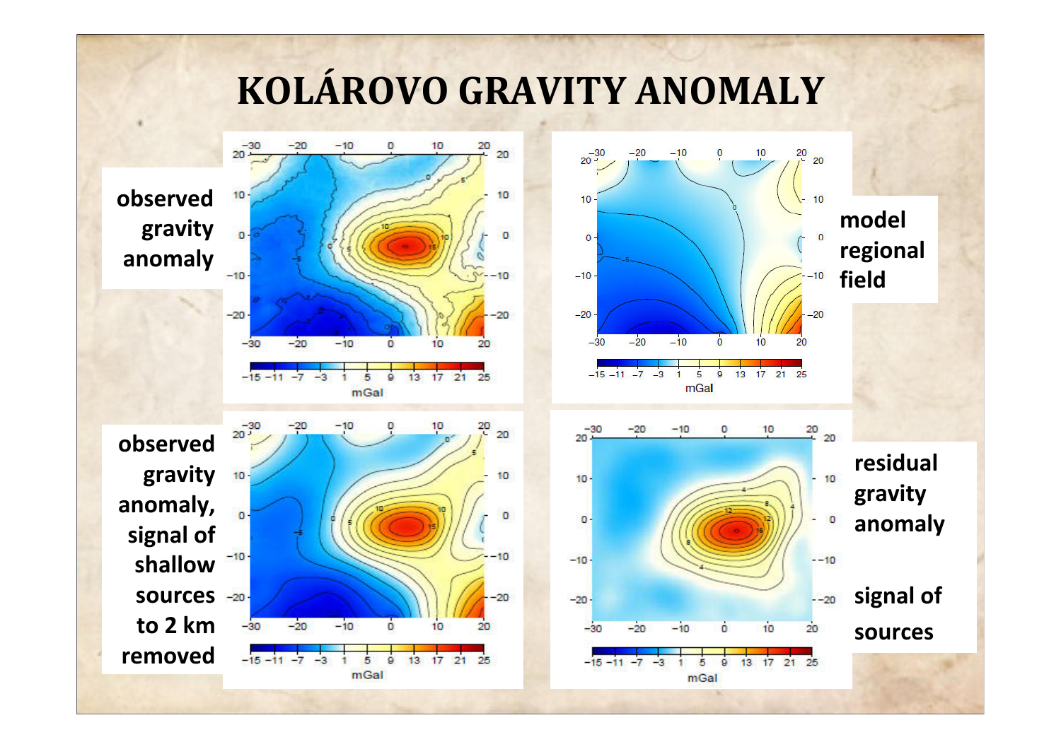# KOLÁROVO GRAVITY ANOMALY

observed gravity anomaly

model regional field

observed gravity anomaly, signal of shallow sources to 2 km removed

residual gravity anomaly

signal of sources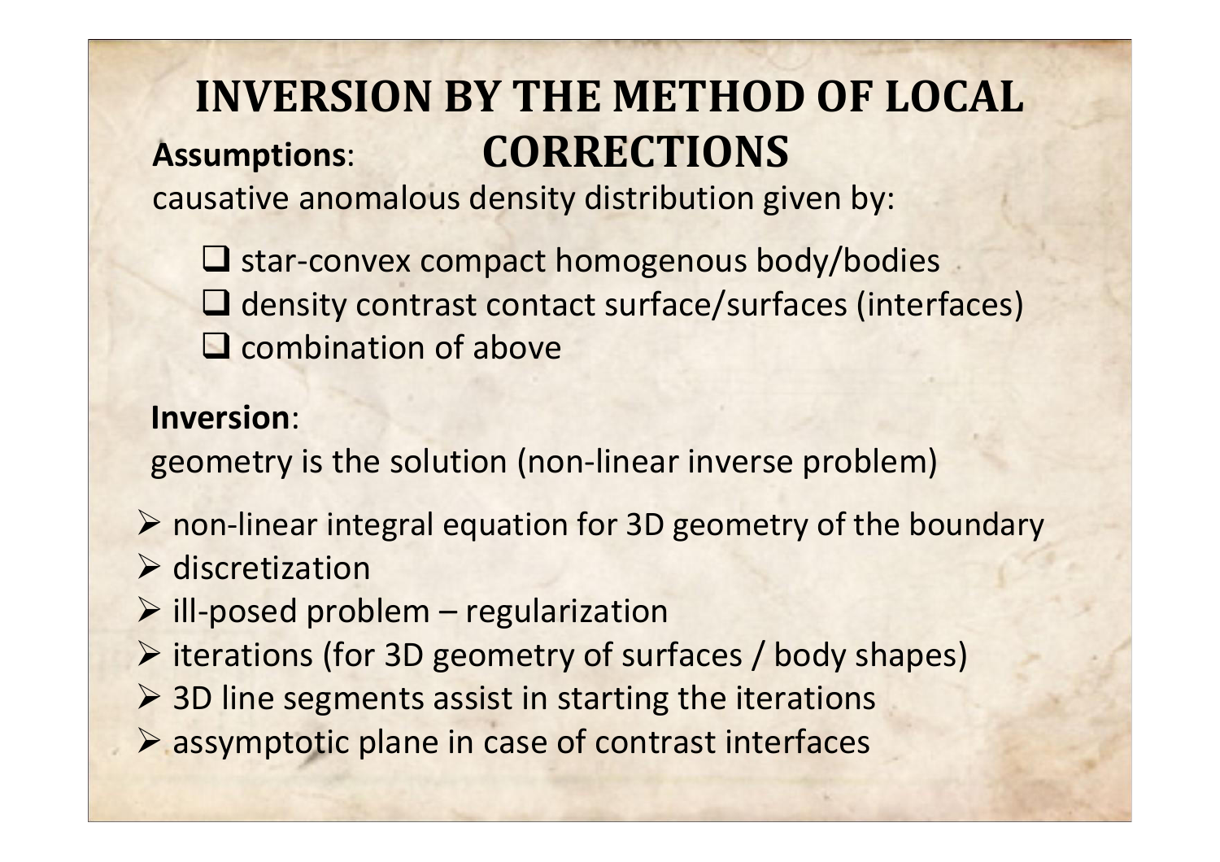# INVERSION BY THE METHOD OF LOCAL CORRECTIONS

**Assumptions**:

causative anomalous density distribution given by:

- ❑ star-convex compact homogenous body/bodies
- ❑ density contrast contact surface/surfaces (interfaces)
- ❑ combination of above

**Inversion**:

geometry is the solution (non-linear inverse problem)

- ➢ non-linear integral equation for 3D geometry of the boundary
- ➢ discretization
- ➢ ill-posed problem – regularization
- ➢ iterations (for 3D geometry of surfaces / body shapes)
- ➢ 3D line segments assist in starting the iterations
- ➢ assymptotic plane in case of contrast interfaces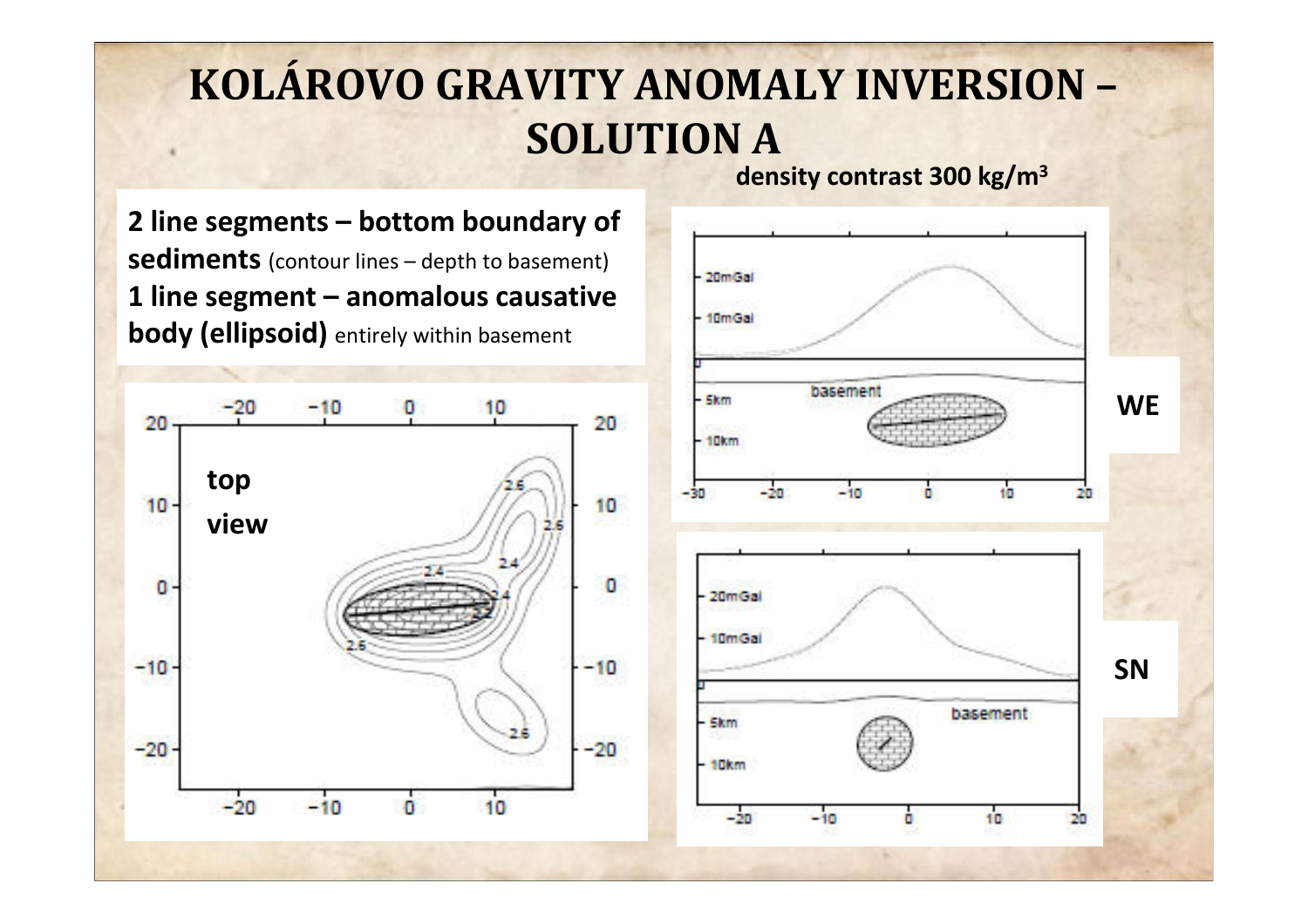# KOLÁROVO GRAVITY ANOMALY INVERSION – SOLUTION A

density contrast 300 kg/m$^3$

**2 line segments – bottom boundary of sediments** (contour lines – depth to basement)
**1 line segment – anomalous causative body (ellipsoid)** entirely within basement

top view

WE

SN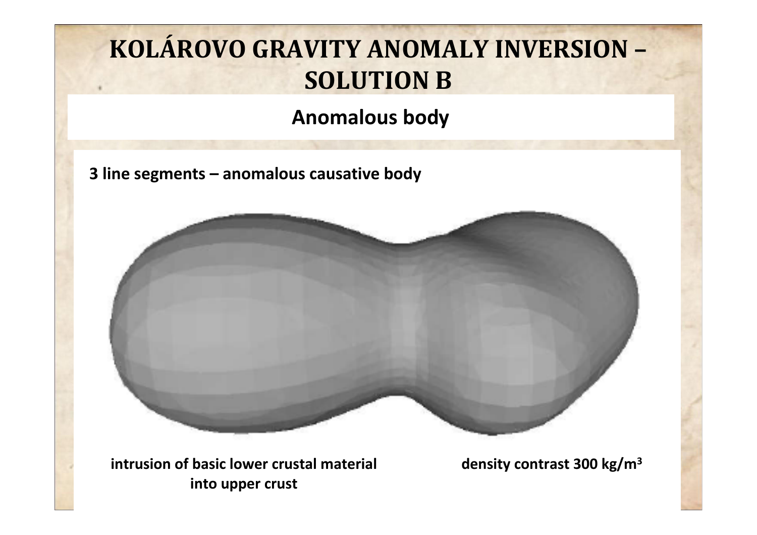# KOLÁROVO GRAVITY ANOMALY INVERSION – SOLUTION B

## Anomalous body

**3 line segments – anomalous causative body**

**intrusion of basic lower crustal material into upper crust**

**density contrast 300 kg/m$^3$**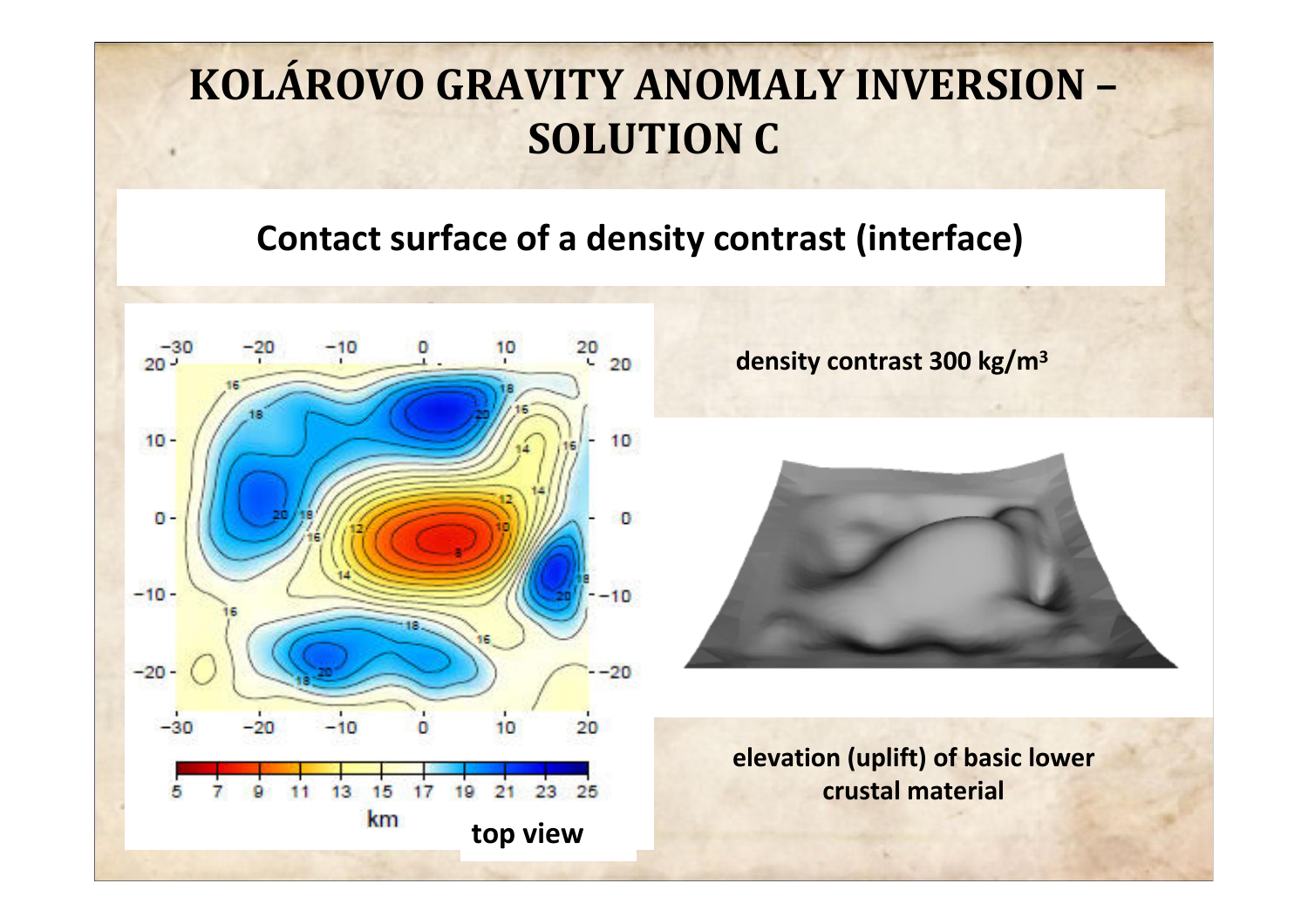# KOLÁROVO GRAVITY ANOMALY INVERSION – SOLUTION C

## Contact surface of a density contrast (interface)

density contrast 300 kg/m³

top view

elevation (uplift) of basic lower crustal material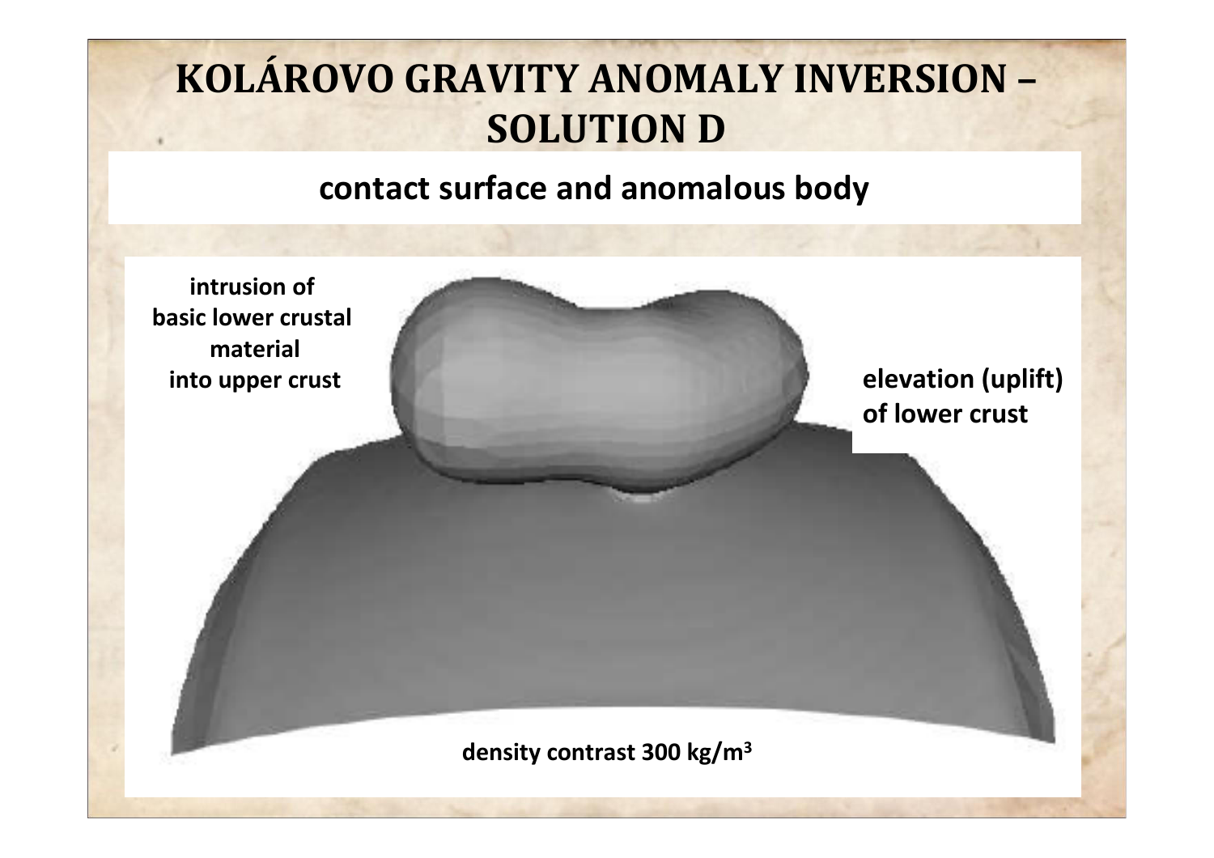# KOLÁROVO GRAVITY ANOMALY INVERSION – SOLUTION D

## contact surface and anomalous body

intrusion of basic lower crustal material into upper crust

elevation (uplift) of lower crust

density contrast 300 kg/m$^3$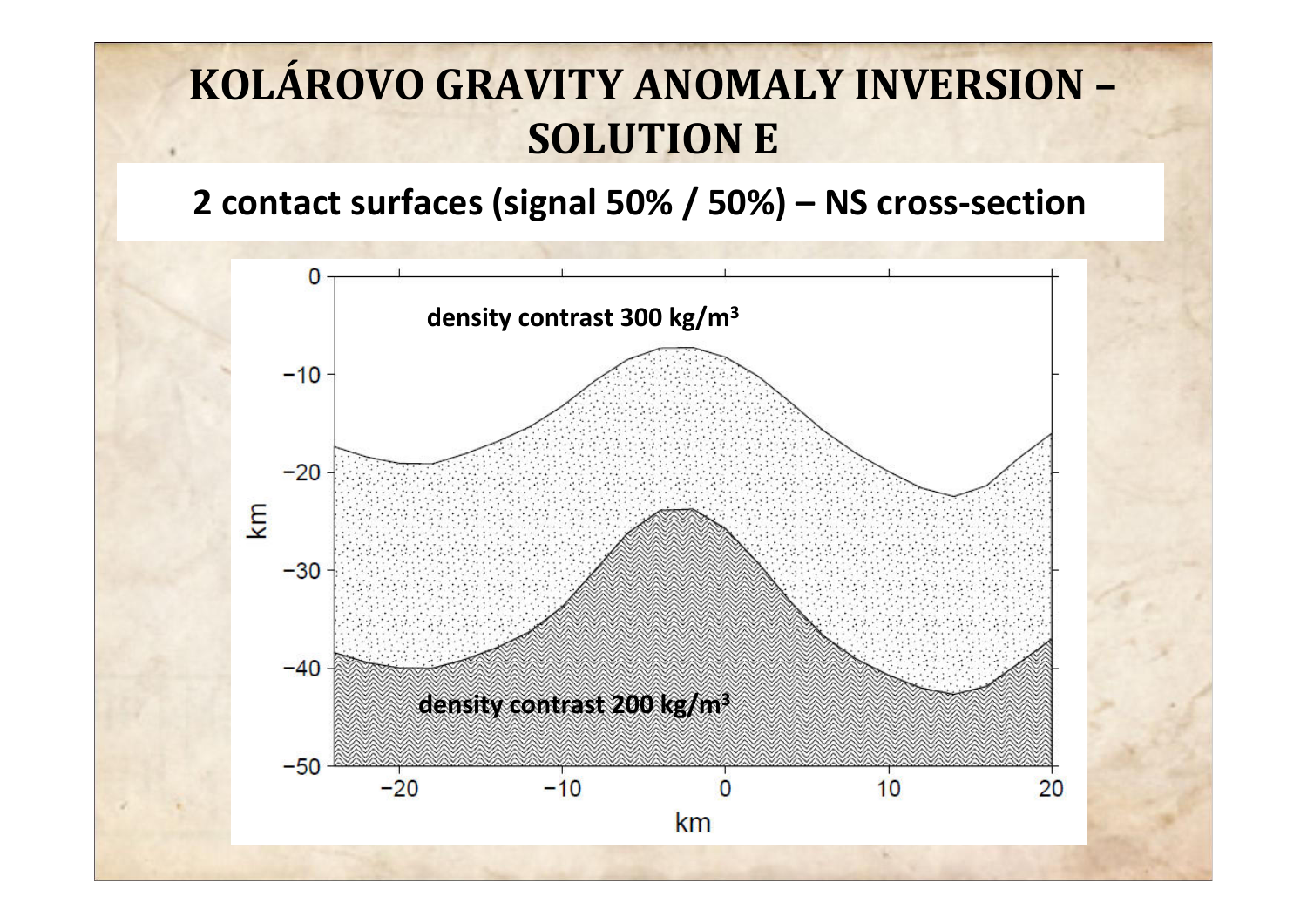# KOLÁROVO GRAVITY ANOMALY INVERSION – SOLUTION E

**2 contact surfaces (signal 50% / 50%) – NS cross-section**

density contrast 300 kg/m$^3$

density contrast 200 kg/m$^3$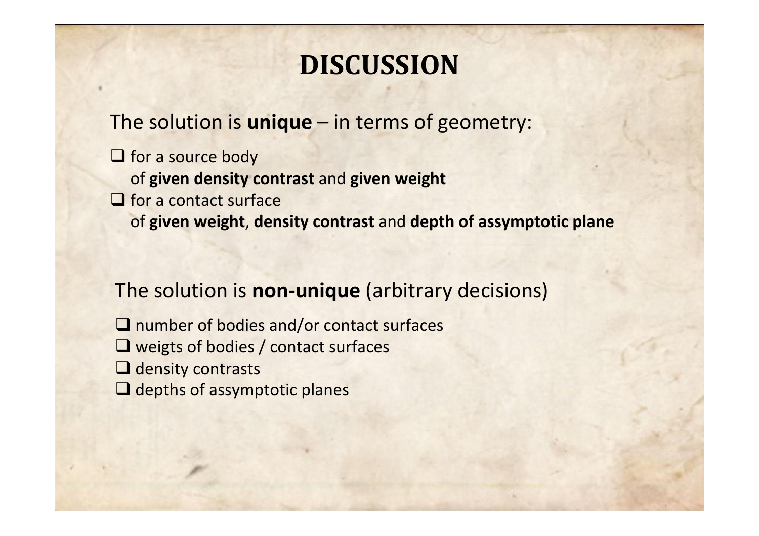# DISCUSSION

The solution is **unique** – in terms of geometry:

- for a source body
  of **given density contrast** and **given weight**
- for a contact surface
  of **given weight**, **density contrast** and **depth of assymptotic plane**

The solution is **non-unique** (arbitrary decisions)

- number of bodies and/or contact surfaces
- weigts of bodies / contact surfaces
- density contrasts
- depths of assymptotic planes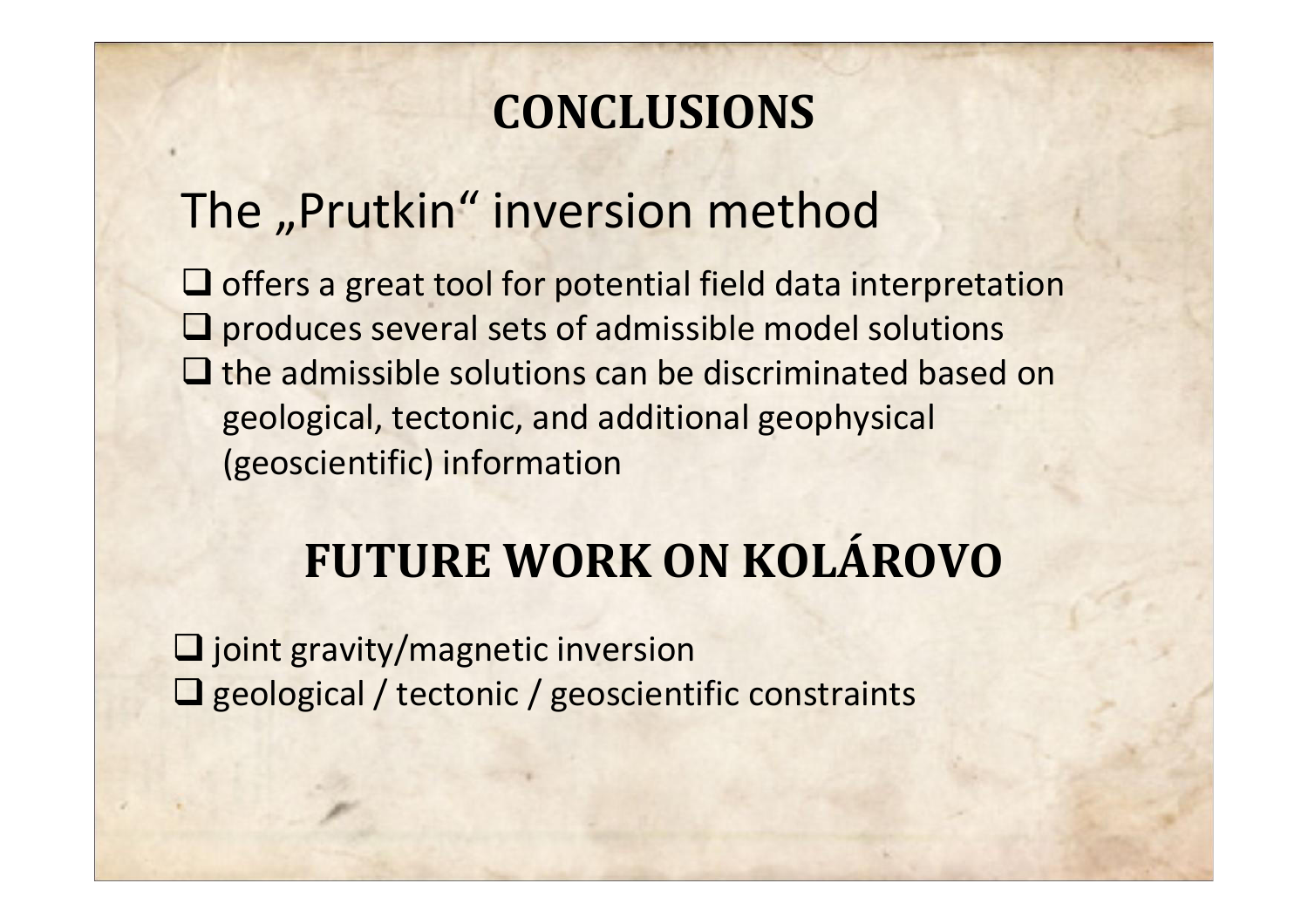# CONCLUSIONS

## The „Prutkin“ inversion method

- offers a great tool for potential field data interpretation
- produces several sets of admissible model solutions
- the admissible solutions can be discriminated based on geological, tectonic, and additional geophysical (geoscientific) information

# FUTURE WORK ON KOLÁROVO

- joint gravity/magnetic inversion
- geological / tectonic / geoscientific constraints